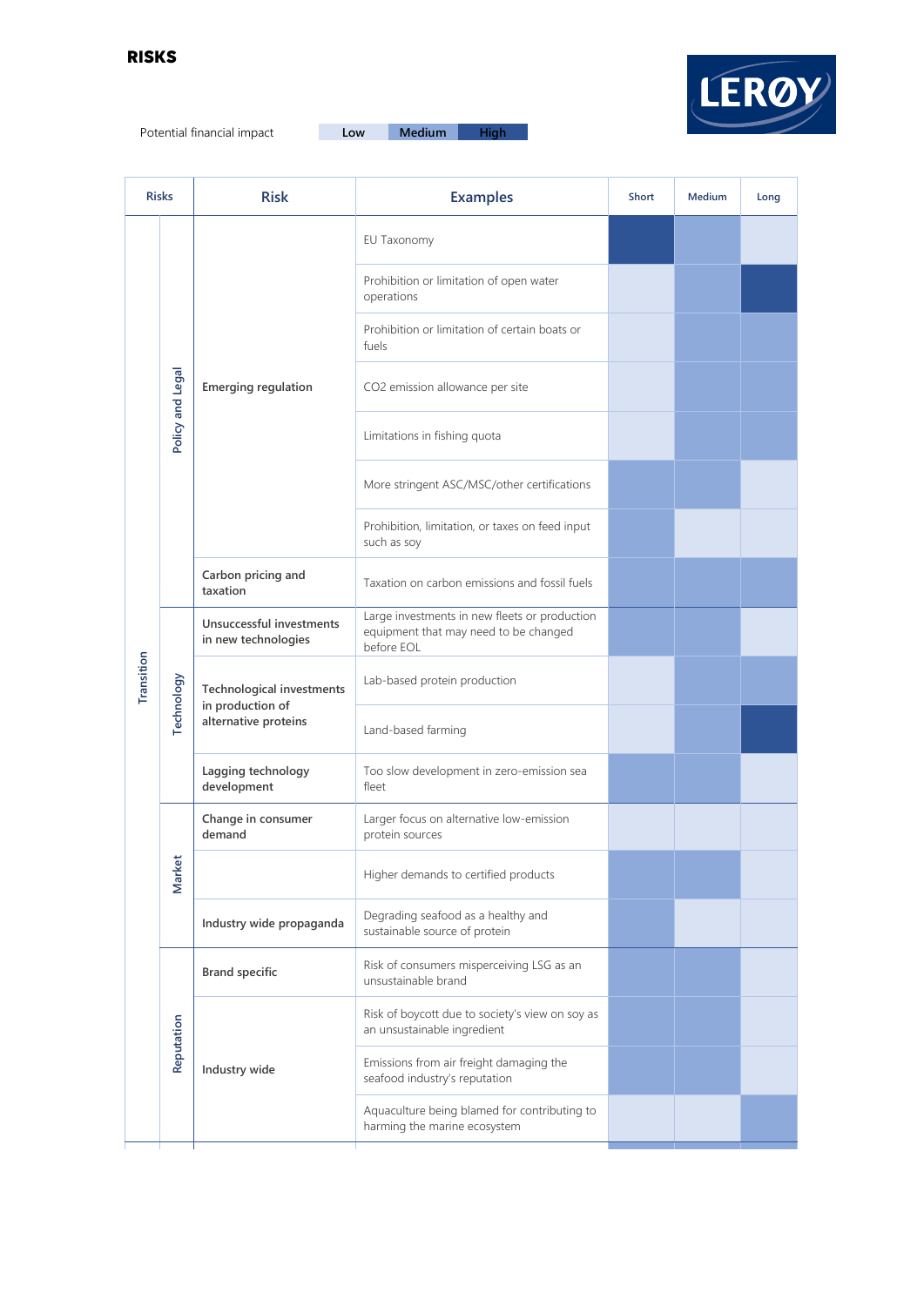# RISKS

Potential financial impact: Low | Medium | High

| Risks | | Risk | Examples | Short | Medium | Long |
|---|---|---|---|---|---|---|
| Transition | Policy and Legal | Emerging regulation | EU Taxonomy | High | Medium | Low |
| | | | Prohibition or limitation of open water operations | Low | Medium | High |
| | | | Prohibition or limitation of certain boats or fuels | Low | Medium | Medium |
| | | | CO2 emission allowance per site | Low | Medium | Medium |
| | | | Limitations in fishing quota | Low | Medium | Medium |
| | | | More stringent ASC/MSC/other certifications | Medium | Medium | Low |
| | | | Prohibition, limitation, or taxes on feed input such as soy | Medium | Low | Low |
| | | Carbon pricing and taxation | Taxation on carbon emissions and fossil fuels | Medium | Medium | Medium |
| | Technology | Unsuccessful investments in new technologies | Large investments in new fleets or production equipment that may need to be changed before EOL | Medium | Medium | Low |
| | | Technological investments in production of alternative proteins | Lab-based protein production | Low | Medium | Medium |
| | | | Land-based farming | Low | Medium | High |
| | | Lagging technology development | Too slow development in zero-emission sea fleet | Medium | Medium | Low |
| | Market | Change in consumer demand | Larger focus on alternative low-emission protein sources | Low | Low | Low |
| | | | Higher demands to certified products | Medium | Medium | Low |
| | | Industry wide propaganda | Degrading seafood as a healthy and sustainable source of protein | Medium | Low | Low |
| | Reputation | Brand specific | Risk of consumers misperceiving LSG as an unsustainable brand | Medium | Medium | Low |
| | | Industry wide | Risk of boycott due to society's view on soy as an unsustainable ingredient | Medium | Medium | Low |
| | | | Emissions from air freight damaging the seafood industry's reputation | Medium | Medium | Low |
| | | | Aquaculture being blamed for contributing to harming the marine ecosystem | Low | Low | Medium |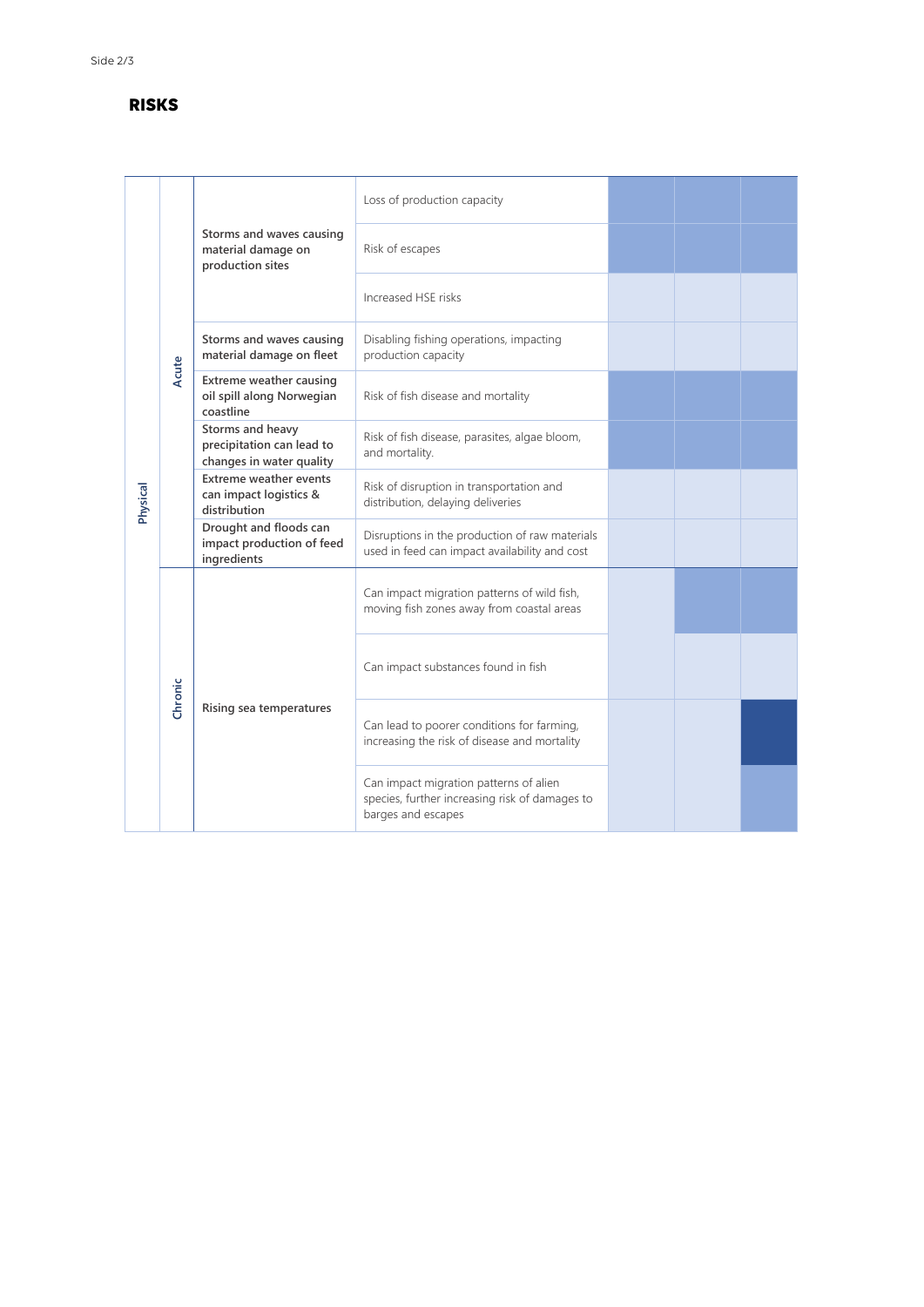## RISKS

| | | | | | | |
|---|---|---|---|---|---|---|
| Physical | Acute | Storms and waves causing material damage on production sites | Loss of production capacity | | | |
| | | | Risk of escapes | | | |
| | | | Increased HSE risks | | | |
| | | Storms and waves causing material damage on fleet | Disabling fishing operations, impacting production capacity | | | |
| | | Extreme weather causing oil spill along Norwegian coastline | Risk of fish disease and mortality | | | |
| | | Storms and heavy precipitation can lead to changes in water quality | Risk of fish disease, parasites, algae bloom, and mortality. | | | |
| | | Extreme weather events can impact logistics & distribution | Risk of disruption in transportation and distribution, delaying deliveries | | | |
| | | Drought and floods can impact production of feed ingredients | Disruptions in the production of raw materials used in feed can impact availability and cost | | | |
| | Chronic | Rising sea temperatures | Can impact migration patterns of wild fish, moving fish zones away from coastal areas | | | |
| | | | Can impact substances found in fish | | | |
| | | | Can lead to poorer conditions for farming, increasing the risk of disease and mortality | | | |
| | | | Can impact migration patterns of alien species, further increasing risk of damages to barges and escapes | | | |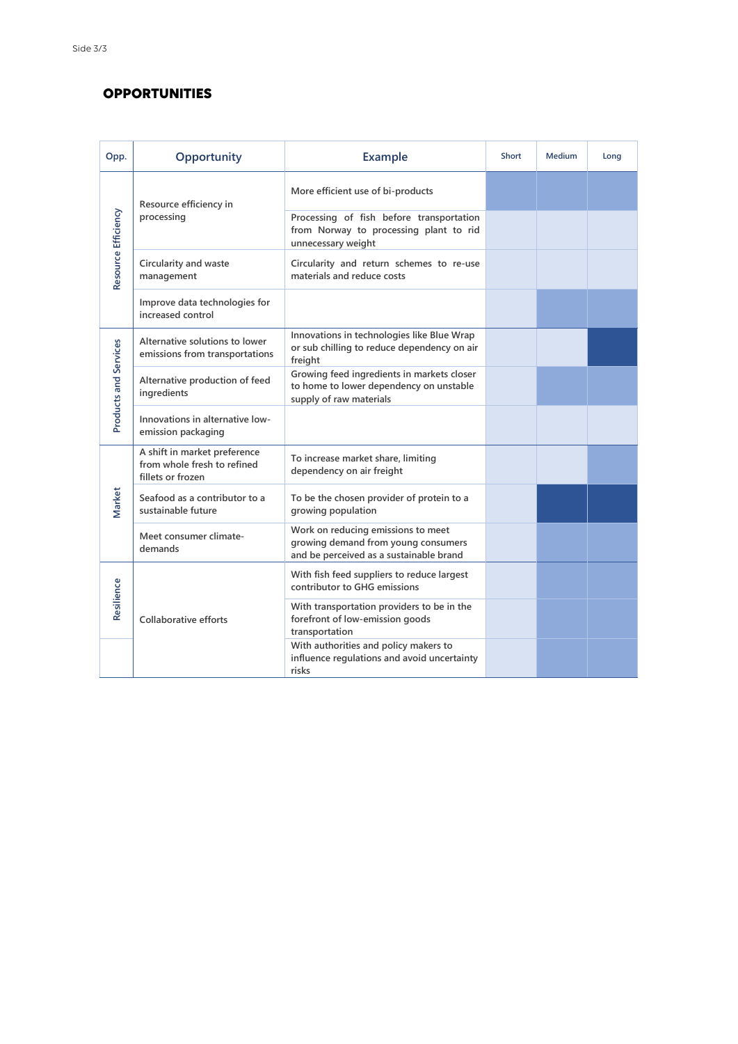## OPPORTUNITIES

| Opp. | Opportunity | Example | Short | Medium | Long |
|---|---|---|---|---|---|
| Resource Efficiency | Resource efficiency in processing | More efficient use of bi-products | | | |
| | | Processing of fish before transportation from Norway to processing plant to rid unnecessary weight | | | |
| | Circularity and waste management | Circularity and return schemes to re-use materials and reduce costs | | | |
| | Improve data technologies for increased control | | | | |
| Products and Services | Alternative solutions to lower emissions from transportations | Innovations in technologies like Blue Wrap or sub chilling to reduce dependency on air freight | | | |
| | Alternative production of feed ingredients | Growing feed ingredients in markets closer to home to lower dependency on unstable supply of raw materials | | | |
| | Innovations in alternative low-emission packaging | | | | |
| Market | A shift in market preference from whole fresh to refined fillets or frozen | To increase market share, limiting dependency on air freight | | | |
| | Seafood as a contributor to a sustainable future | To be the chosen provider of protein to a growing population | | | |
| | Meet consumer climate-demands | Work on reducing emissions to meet growing demand from young consumers and be perceived as a sustainable brand | | | |
| Resilience | Collaborative efforts | With fish feed suppliers to reduce largest contributor to GHG emissions | | | |
| | | With transportation providers to be in the forefront of low-emission goods transportation | | | |
| | | With authorities and policy makers to influence regulations and avoid uncertainty risks | | | |